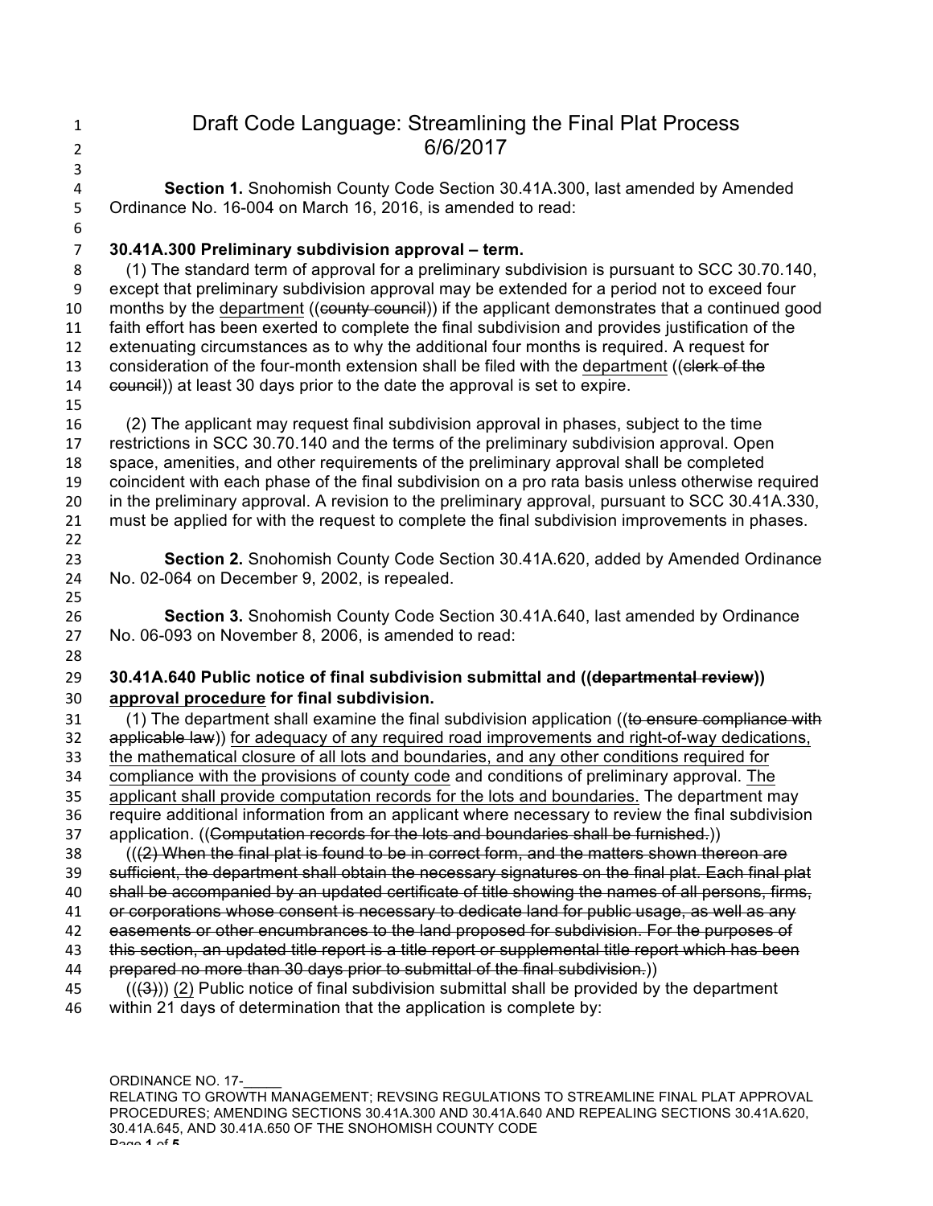# Draft Code Language: Streamlining the Final Plat Process

6/6/2017

**Section 1.** Snohomish County Code Section 30.41A.300, last amended by Amended Ordinance No. 16-004 on March 16, 2016, is amended to read:

**30.41A.300 Preliminary subdivision approval – term.**

(1) The standard term of approval for a preliminary subdivision is pursuant to SCC 30.70.140, except that preliminary subdivision approval may be extended for a period not to exceed four months by the <u>department</u> ((~~county council~~)) if the applicant demonstrates that a continued good faith effort has been exerted to complete the final subdivision and provides justification of the extenuating circumstances as to why the additional four months is required. A request for consideration of the four-month extension shall be filed with the <u>department</u> ((~~clerk of the council~~)) at least 30 days prior to the date the approval is set to expire.

(2) The applicant may request final subdivision approval in phases, subject to the time restrictions in SCC 30.70.140 and the terms of the preliminary subdivision approval. Open space, amenities, and other requirements of the preliminary approval shall be completed coincident with each phase of the final subdivision on a pro rata basis unless otherwise required in the preliminary approval. A revision to the preliminary approval, pursuant to SCC 30.41A.330, must be applied for with the request to complete the final subdivision improvements in phases.

**Section 2.** Snohomish County Code Section 30.41A.620, added by Amended Ordinance No. 02-064 on December 9, 2002, is repealed.

**Section 3.** Snohomish County Code Section 30.41A.640, last amended by Ordinance No. 06-093 on November 8, 2006, is amended to read:

**30.41A.640 Public notice of final subdivision submittal and ((~~departmental review~~)) <u>approval procedure</u> for final subdivision.**

(1) The department shall examine the final subdivision application ((~~to ensure compliance with applicable law~~)) <u>for adequacy of any required road improvements and right-of-way dedications, the mathematical closure of all lots and boundaries, and any other conditions required for compliance with the provisions of county code</u> and conditions of preliminary approval. <u>The applicant shall provide computation records for the lots and boundaries.</u> The department may require additional information from an applicant where necessary to review the final subdivision application. ((~~Computation records for the lots and boundaries shall be furnished.~~))

((~~(2) When the final plat is found to be in correct form, and the matters shown thereon are sufficient, the department shall obtain the necessary signatures on the final plat. Each final plat shall be accompanied by an updated certificate of title showing the names of all persons, firms, or corporations whose consent is necessary to dedicate land for public usage, as well as any easements or other encumbrances to the land proposed for subdivision. For the purposes of this section, an updated title report is a title report or supplemental title report which has been prepared no more than 30 days prior to submittal of the final subdivision.~~))

((~~(3)~~)) <u>(2)</u> Public notice of final subdivision submittal shall be provided by the department within 21 days of determination that the application is complete by: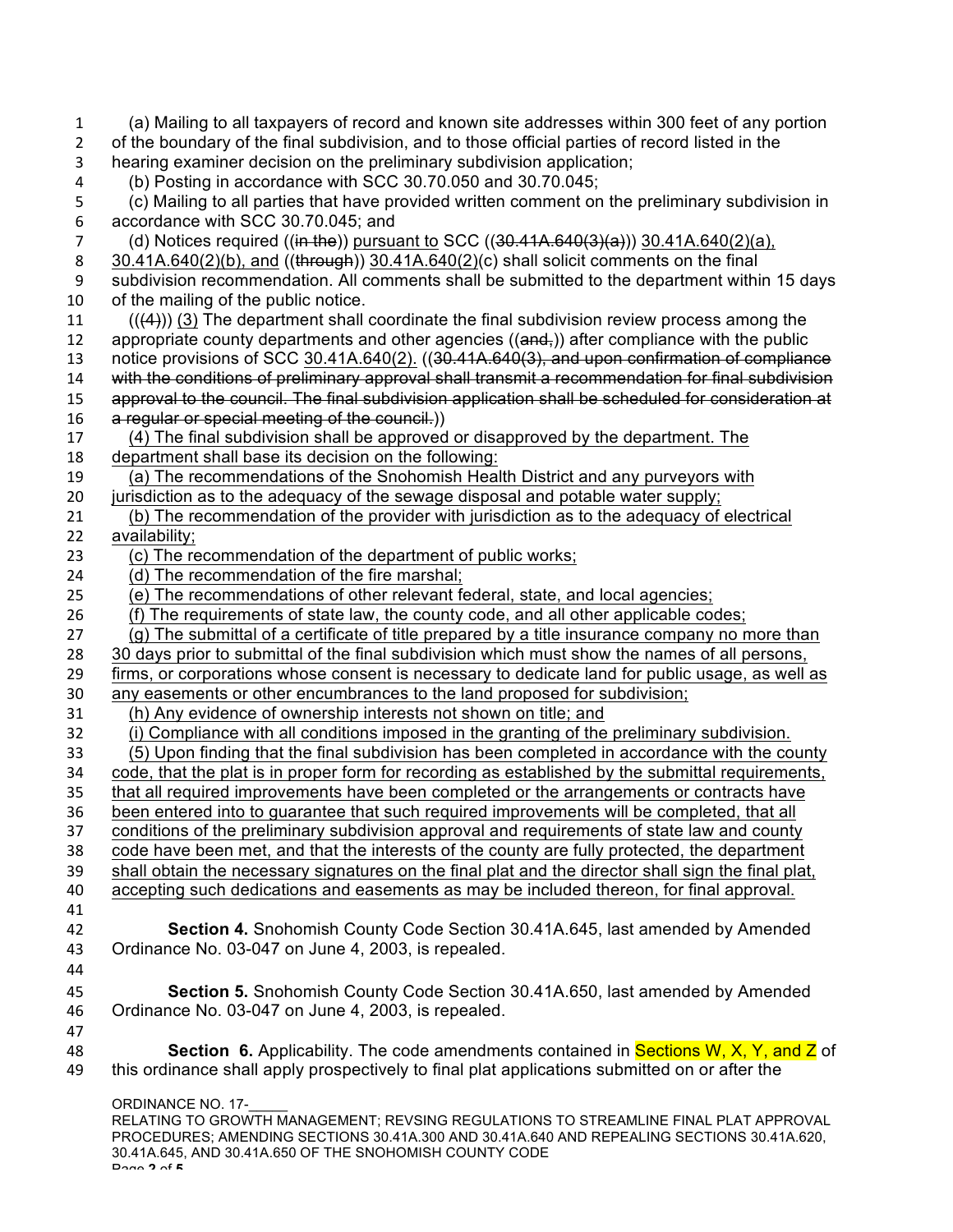(a) Mailing to all taxpayers of record and known site addresses within 300 feet of any portion of the boundary of the final subdivision, and to those official parties of record listed in the hearing examiner decision on the preliminary subdivision application;

(b) Posting in accordance with SCC 30.70.050 and 30.70.045;

(c) Mailing to all parties that have provided written comment on the preliminary subdivision in accordance with SCC 30.70.045; and

(d) Notices required ((~~in the~~)) <u>pursuant to</u> SCC ((~~30.41A.640(3)(a)~~)) <u>30.41A.640(2)(a), 30.41A.640(2)(b), and</u> ((~~through~~)) <u>30.41A.640(2)</u>(c) shall solicit comments on the final subdivision recommendation. All comments shall be submitted to the department within 15 days of the mailing of the public notice.

((~~(4)~~)) <u>(3)</u> The department shall coordinate the final subdivision review process among the appropriate county departments and other agencies ((~~and,~~)) after compliance with the public notice provisions of SCC <u>30.41A.640(2).</u> ((~~30.41A.640(3), and upon confirmation of compliance with the conditions of preliminary approval shall transmit a recommendation for final subdivision approval to the council. The final subdivision application shall be scheduled for consideration at a regular or special meeting of the council.~~))

<u>(4) The final subdivision shall be approved or disapproved by the department. The department shall base its decision on the following:</u>

<u>(a) The recommendations of the Snohomish Health District and any purveyors with jurisdiction as to the adequacy of the sewage disposal and potable water supply;</u>

<u>(b) The recommendation of the provider with jurisdiction as to the adequacy of electrical availability;</u>

<u>(c) The recommendation of the department of public works;</u>

<u>(d) The recommendation of the fire marshal;</u>

<u>(e) The recommendations of other relevant federal, state, and local agencies;</u>

<u>(f) The requirements of state law, the county code, and all other applicable codes;</u>

<u>(g) The submittal of a certificate of title prepared by a title insurance company no more than 30 days prior to submittal of the final subdivision which must show the names of all persons, firms, or corporations whose consent is necessary to dedicate land for public usage, as well as any easements or other encumbrances to the land proposed for subdivision;</u>

<u>(h) Any evidence of ownership interests not shown on title; and</u>

<u>(i) Compliance with all conditions imposed in the granting of the preliminary subdivision.</u>

<u>(5) Upon finding that the final subdivision has been completed in accordance with the county code, that the plat is in proper form for recording as established by the submittal requirements, that all required improvements have been completed or the arrangements or contracts have been entered into to guarantee that such required improvements will be completed, that all conditions of the preliminary subdivision approval and requirements of state law and county code have been met, and that the interests of the county are fully protected, the department shall obtain the necessary signatures on the final plat and the director shall sign the final plat, accepting such dedications and easements as may be included thereon, for final approval.</u>

**Section 4.** Snohomish County Code Section 30.41A.645, last amended by Amended Ordinance No. 03-047 on June 4, 2003, is repealed.

**Section 5.** Snohomish County Code Section 30.41A.650, last amended by Amended Ordinance No. 03-047 on June 4, 2003, is repealed.

**Section 6.** Applicability. The code amendments contained in Sections W, X, Y, and Z of this ordinance shall apply prospectively to final plat applications submitted on or after the

ORDINANCE NO. 17-_____
RELATING TO GROWTH MANAGEMENT; REVSING REGULATIONS TO STREAMLINE FINAL PLAT APPROVAL PROCEDURES; AMENDING SECTIONS 30.41A.300 AND 30.41A.640 AND REPEALING SECTIONS 30.41A.620, 30.41A.645, AND 30.41A.650 OF THE SNOHOMISH COUNTY CODE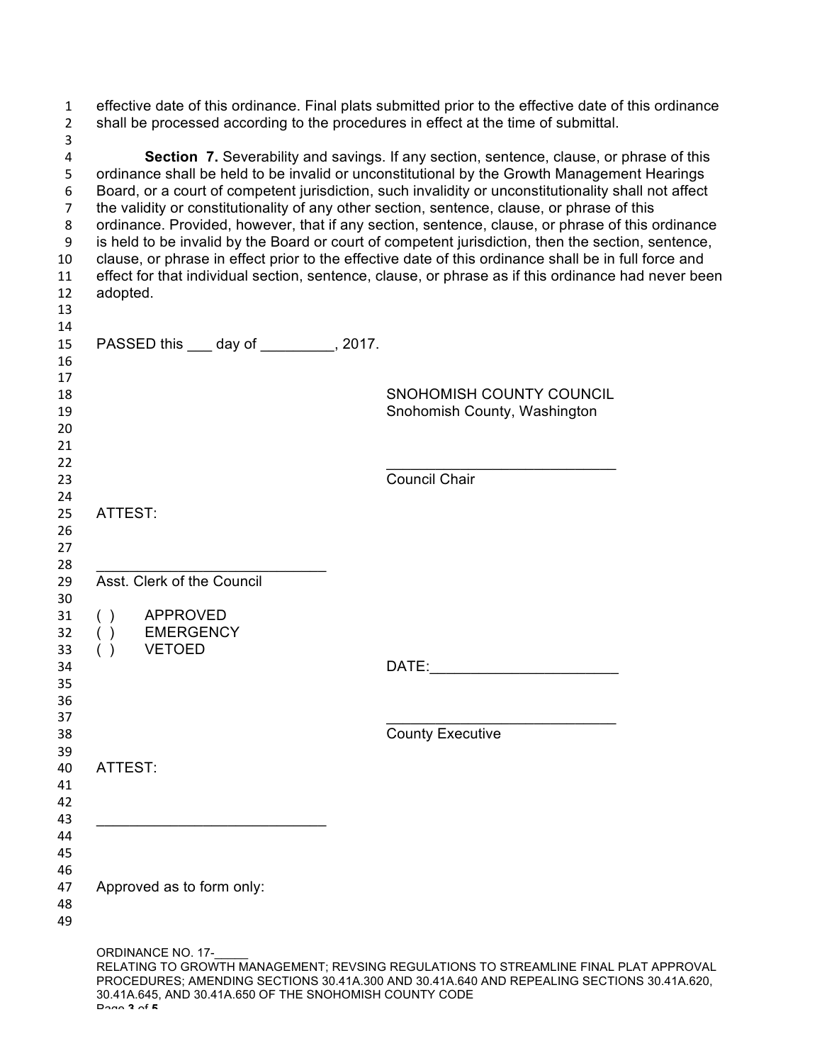effective date of this ordinance. Final plats submitted prior to the effective date of this ordinance shall be processed according to the procedures in effect at the time of submittal.

**Section 7.** Severability and savings. If any section, sentence, clause, or phrase of this ordinance shall be held to be invalid or unconstitutional by the Growth Management Hearings Board, or a court of competent jurisdiction, such invalidity or unconstitutionality shall not affect the validity or constitutionality of any other section, sentence, clause, or phrase of this ordinance. Provided, however, that if any section, sentence, clause, or phrase of this ordinance is held to be invalid by the Board or court of competent jurisdiction, then the section, sentence, clause, or phrase in effect prior to the effective date of this ordinance shall be in full force and effect for that individual section, sentence, clause, or phrase as if this ordinance had never been adopted.

PASSED this ___ day of _________, 2017.

SNOHOMISH COUNTY COUNCIL
Snohomish County, Washington

____________________________
Council Chair

ATTEST:

____________________________
Asst. Clerk of the Council

( ) APPROVED
( ) EMERGENCY
( ) VETOED

DATE:______________________

____________________________
County Executive

ATTEST:

____________________________

Approved as to form only:

ORDINANCE NO. 17-_____
RELATING TO GROWTH MANAGEMENT; REVSING REGULATIONS TO STREAMLINE FINAL PLAT APPROVAL PROCEDURES; AMENDING SECTIONS 30.41A.300 AND 30.41A.640 AND REPEALING SECTIONS 30.41A.620, 30.41A.645, AND 30.41A.650 OF THE SNOHOMISH COUNTY CODE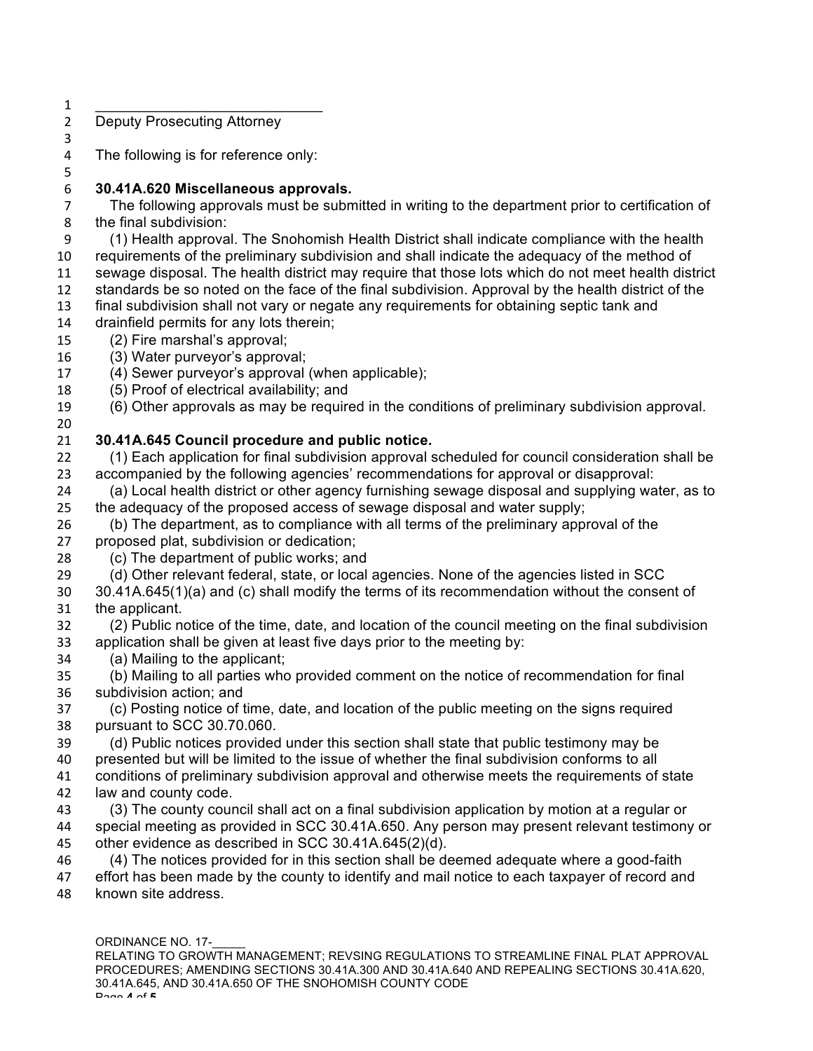_____________________________
Deputy Prosecuting Attorney

The following is for reference only:

**30.41A.620 Miscellaneous approvals.**

The following approvals must be submitted in writing to the department prior to certification of the final subdivision:

(1) Health approval. The Snohomish Health District shall indicate compliance with the health requirements of the preliminary subdivision and shall indicate the adequacy of the method of sewage disposal. The health district may require that those lots which do not meet health district standards be so noted on the face of the final subdivision. Approval by the health district of the final subdivision shall not vary or negate any requirements for obtaining septic tank and drainfield permits for any lots therein;

(2) Fire marshal's approval;

(3) Water purveyor's approval;

(4) Sewer purveyor's approval (when applicable);

(5) Proof of electrical availability; and

(6) Other approvals as may be required in the conditions of preliminary subdivision approval.

**30.41A.645 Council procedure and public notice.**

(1) Each application for final subdivision approval scheduled for council consideration shall be accompanied by the following agencies' recommendations for approval or disapproval:

(a) Local health district or other agency furnishing sewage disposal and supplying water, as to the adequacy of the proposed access of sewage disposal and water supply;

(b) The department, as to compliance with all terms of the preliminary approval of the proposed plat, subdivision or dedication;

(c) The department of public works; and

(d) Other relevant federal, state, or local agencies. None of the agencies listed in SCC 30.41A.645(1)(a) and (c) shall modify the terms of its recommendation without the consent of the applicant.

(2) Public notice of the time, date, and location of the council meeting on the final subdivision application shall be given at least five days prior to the meeting by:

(a) Mailing to the applicant;

(b) Mailing to all parties who provided comment on the notice of recommendation for final subdivision action; and

(c) Posting notice of time, date, and location of the public meeting on the signs required pursuant to SCC 30.70.060.

(d) Public notices provided under this section shall state that public testimony may be presented but will be limited to the issue of whether the final subdivision conforms to all conditions of preliminary subdivision approval and otherwise meets the requirements of state law and county code.

(3) The county council shall act on a final subdivision application by motion at a regular or special meeting as provided in SCC 30.41A.650. Any person may present relevant testimony or other evidence as described in SCC 30.41A.645(2)(d).

(4) The notices provided for in this section shall be deemed adequate where a good-faith effort has been made by the county to identify and mail notice to each taxpayer of record and known site address.

ORDINANCE NO. 17-_____
RELATING TO GROWTH MANAGEMENT; REVSING REGULATIONS TO STREAMLINE FINAL PLAT APPROVAL PROCEDURES; AMENDING SECTIONS 30.41A.300 AND 30.41A.640 AND REPEALING SECTIONS 30.41A.620, 30.41A.645, AND 30.41A.650 OF THE SNOHOMISH COUNTY CODE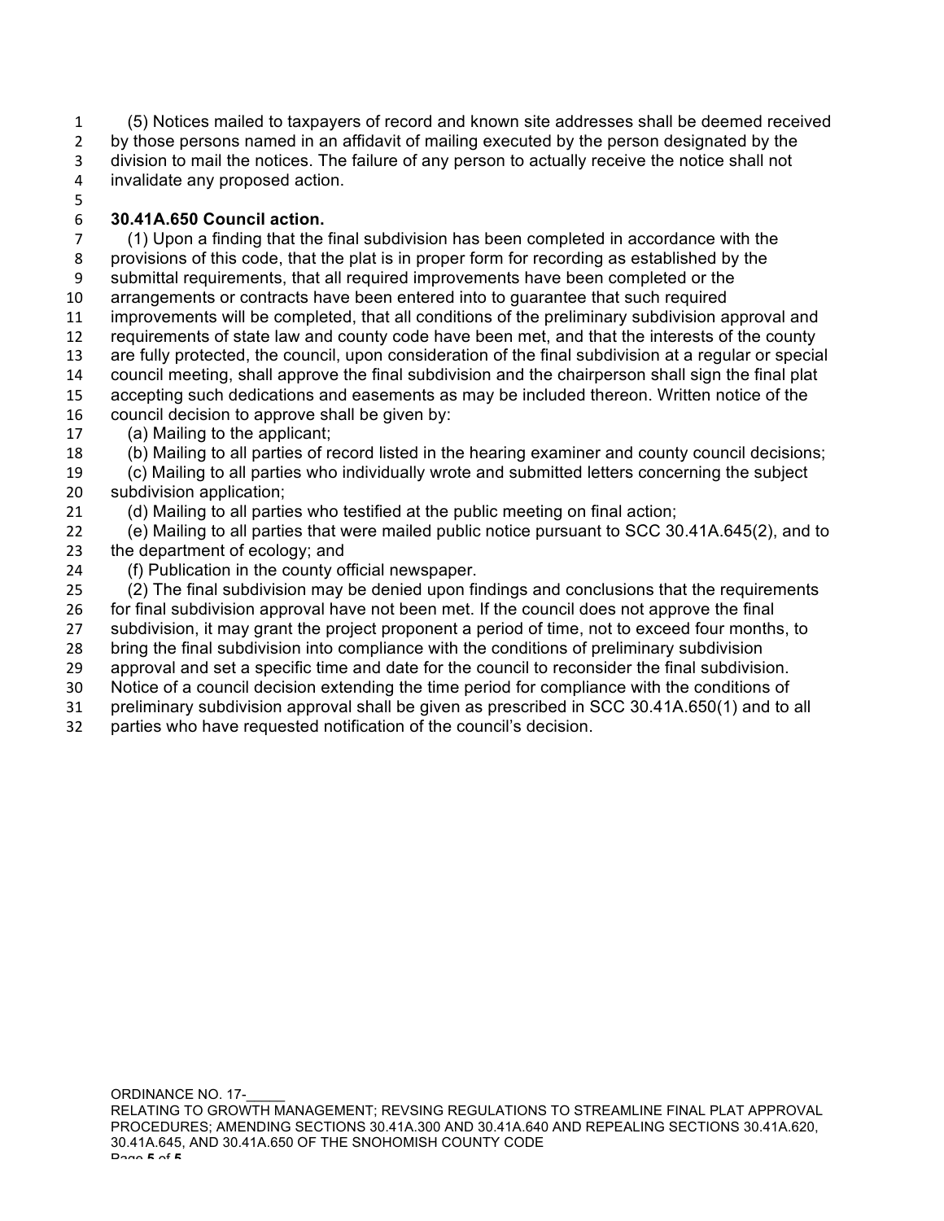(5) Notices mailed to taxpayers of record and known site addresses shall be deemed received by those persons named in an affidavit of mailing executed by the person designated by the division to mail the notices. The failure of any person to actually receive the notice shall not invalidate any proposed action.

**30.41A.650 Council action.**

(1) Upon a finding that the final subdivision has been completed in accordance with the provisions of this code, that the plat is in proper form for recording as established by the submittal requirements, that all required improvements have been completed or the arrangements or contracts have been entered into to guarantee that such required improvements will be completed, that all conditions of the preliminary subdivision approval and requirements of state law and county code have been met, and that the interests of the county are fully protected, the council, upon consideration of the final subdivision at a regular or special council meeting, shall approve the final subdivision and the chairperson shall sign the final plat accepting such dedications and easements as may be included thereon. Written notice of the council decision to approve shall be given by:

(a) Mailing to the applicant;

(b) Mailing to all parties of record listed in the hearing examiner and county council decisions;

(c) Mailing to all parties who individually wrote and submitted letters concerning the subject subdivision application;

(d) Mailing to all parties who testified at the public meeting on final action;

(e) Mailing to all parties that were mailed public notice pursuant to SCC 30.41A.645(2), and to the department of ecology; and

(f) Publication in the county official newspaper.

(2) The final subdivision may be denied upon findings and conclusions that the requirements for final subdivision approval have not been met. If the council does not approve the final subdivision, it may grant the project proponent a period of time, not to exceed four months, to bring the final subdivision into compliance with the conditions of preliminary subdivision approval and set a specific time and date for the council to reconsider the final subdivision. Notice of a council decision extending the time period for compliance with the conditions of preliminary subdivision approval shall be given as prescribed in SCC 30.41A.650(1) and to all parties who have requested notification of the council's decision.